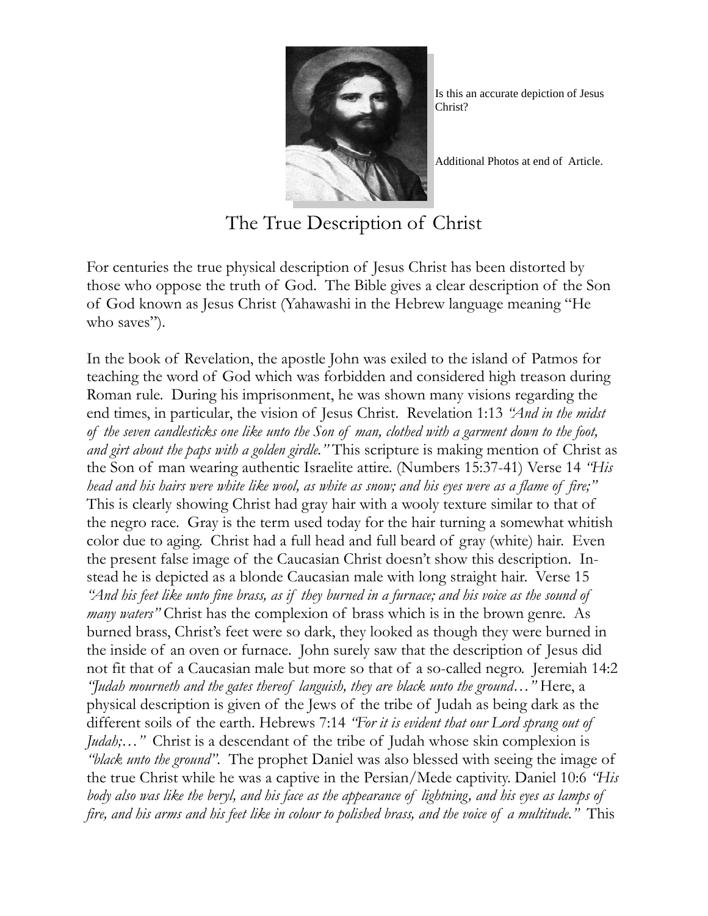Is this an accurate depiction of Jesus Christ?

Additional Photos at end of Article.

# The True Description of Christ

For centuries the true physical description of Jesus Christ has been distorted by those who oppose the truth of God. The Bible gives a clear description of the Son of God known as Jesus Christ (Yahawashi in the Hebrew language meaning "He who saves").

In the book of Revelation, the apostle John was exiled to the island of Patmos for teaching the word of God which was forbidden and considered high treason during Roman rule. During his imprisonment, he was shown many visions regarding the end times, in particular, the vision of Jesus Christ. Revelation 1:13 *"And in the midst of the seven candlesticks one like unto the Son of man, clothed with a garment down to the foot, and girt about the paps with a golden girdle."* This scripture is making mention of Christ as the Son of man wearing authentic Israelite attire. (Numbers 15:37-41) Verse 14 *"His head and his hairs were white like wool, as white as snow; and his eyes were as a flame of fire;"* This is clearly showing Christ had gray hair with a wooly texture similar to that of the negro race. Gray is the term used today for the hair turning a somewhat whitish color due to aging. Christ had a full head and full beard of gray (white) hair. Even the present false image of the Caucasian Christ doesn't show this description. Instead he is depicted as a blonde Caucasian male with long straight hair. Verse 15 *"And his feet like unto fine brass, as if they burned in a furnace; and his voice as the sound of many waters"* Christ has the complexion of brass which is in the brown genre. As burned brass, Christ's feet were so dark, they looked as though they were burned in the inside of an oven or furnace. John surely saw that the description of Jesus did not fit that of a Caucasian male but more so that of a so-called negro. Jeremiah 14:2 *"Judah mourneth and the gates thereof languish, they are black unto the ground…"* Here, a physical description is given of the Jews of the tribe of Judah as being dark as the different soils of the earth. Hebrews 7:14 *"For it is evident that our Lord sprang out of Judah;…"* Christ is a descendant of the tribe of Judah whose skin complexion is *"black unto the ground"*. The prophet Daniel was also blessed with seeing the image of the true Christ while he was a captive in the Persian/Mede captivity. Daniel 10:6 *"His body also was like the beryl, and his face as the appearance of lightning, and his eyes as lamps of fire, and his arms and his feet like in colour to polished brass, and the voice of a multitude."* This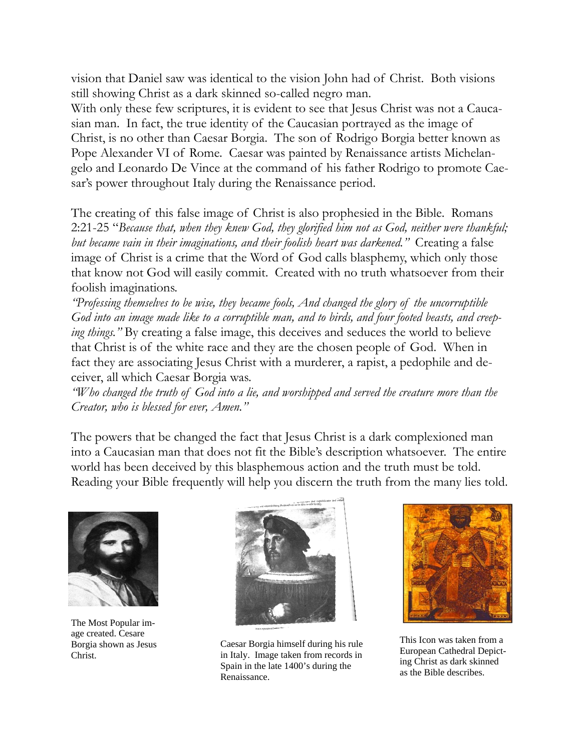vision that Daniel saw was identical to the vision John had of Christ. Both visions still showing Christ as a dark skinned so-called negro man.
With only these few scriptures, it is evident to see that Jesus Christ was not a Caucasian man. In fact, the true identity of the Caucasian portrayed as the image of Christ, is no other than Caesar Borgia. The son of Rodrigo Borgia better known as Pope Alexander VI of Rome. Caesar was painted by Renaissance artists Michelangelo and Leonardo De Vince at the command of his father Rodrigo to promote Caesar's power throughout Italy during the Renaissance period.

The creating of this false image of Christ is also prophesied in the Bible. Romans 2:21-25 "*Because that, when they knew God, they glorified him not as God, neither were thankful; but became vain in their imaginations, and their foolish heart was darkened.*" Creating a false image of Christ is a crime that the Word of God calls blasphemy, which only those that know not God will easily commit. Created with no truth whatsoever from their foolish imaginations.
*"Professing themselves to be wise, they became fools, And changed the glory of the uncorruptible God into an image made like to a corruptible man, and to birds, and four footed beasts, and creeping things."* By creating a false image, this deceives and seduces the world to believe that Christ is of the white race and they are the chosen people of God. When in fact they are associating Jesus Christ with a murderer, a rapist, a pedophile and deceiver, all which Caesar Borgia was.
*"Who changed the truth of God into a lie, and worshipped and served the creature more than the Creator, who is blessed for ever, Amen."*

The powers that be changed the fact that Jesus Christ is a dark complexioned man into a Caucasian man that does not fit the Bible's description whatsoever. The entire world has been deceived by this blasphemous action and the truth must be told. Reading your Bible frequently will help you discern the truth from the many lies told.

The Most Popular image created. Cesare Borgia shown as Jesus Christ.

Caesar Borgia himself during his rule in Italy. Image taken from records in Spain in the late 1400's during the Renaissance.

This Icon was taken from a European Cathedral Depicting Christ as dark skinned as the Bible describes.